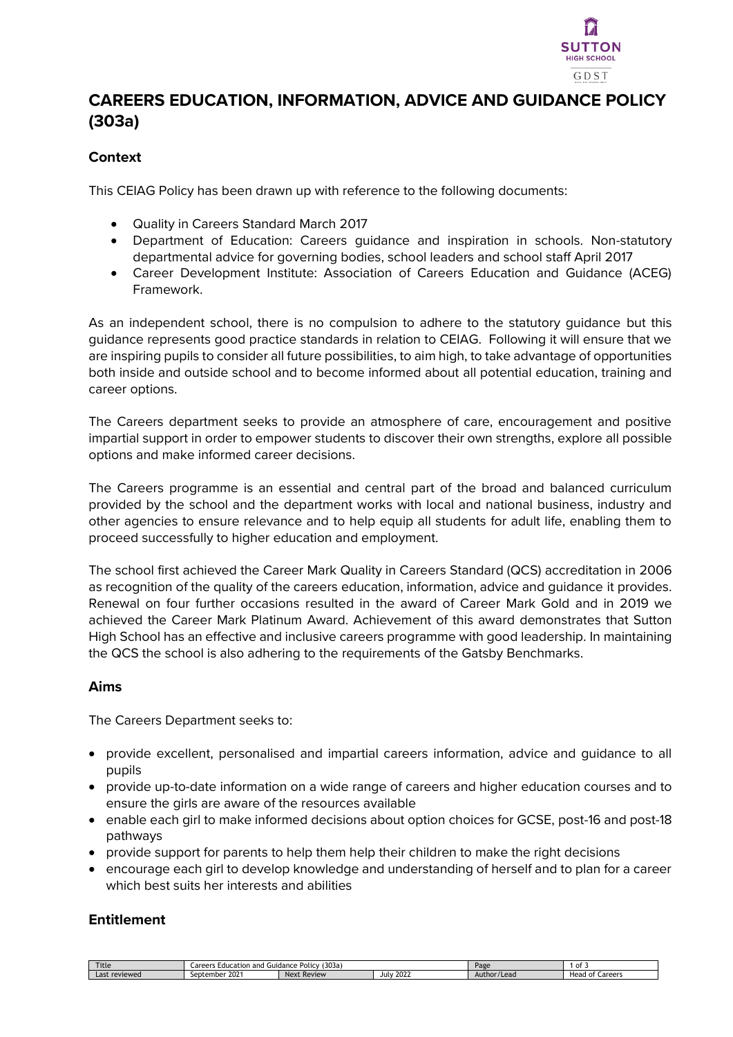# CAREERS EDUCATION, INFORMATION, ADVICE AND GUIDANCE POLICY (303a)

## Context

This CEIAG Policy has been drawn up with reference to the following documents:

- Quality in Careers Standard March 2017
- Department of Education: Careers guidance and inspiration in schools. Non-statutory departmental advice for governing bodies, school leaders and school staff April 2017
- Career Development Institute: Association of Careers Education and Guidance (ACEG) Framework.

As an independent school, there is no compulsion to adhere to the statutory guidance but this guidance represents good practice standards in relation to CEIAG. Following it will ensure that we are inspiring pupils to consider all future possibilities, to aim high, to take advantage of opportunities both inside and outside school and to become informed about all potential education, training and career options.

The Careers department seeks to provide an atmosphere of care, encouragement and positive impartial support in order to empower students to discover their own strengths, explore all possible options and make informed career decisions.

The Careers programme is an essential and central part of the broad and balanced curriculum provided by the school and the department works with local and national business, industry and other agencies to ensure relevance and to help equip all students for adult life, enabling them to proceed successfully to higher education and employment.

The school first achieved the Career Mark Quality in Careers Standard (QCS) accreditation in 2006 as recognition of the quality of the careers education, information, advice and guidance it provides. Renewal on four further occasions resulted in the award of Career Mark Gold and in 2019 we achieved the Career Mark Platinum Award. Achievement of this award demonstrates that Sutton High School has an effective and inclusive careers programme with good leadership. In maintaining the QCS the school is also adhering to the requirements of the Gatsby Benchmarks.

## Aims

The Careers Department seeks to:

- provide excellent, personalised and impartial careers information, advice and guidance to all pupils
- provide up-to-date information on a wide range of careers and higher education courses and to ensure the girls are aware of the resources available
- enable each girl to make informed decisions about option choices for GCSE, post-16 and post-18 pathways
- provide support for parents to help them help their children to make the right decisions
- encourage each girl to develop knowledge and understanding of herself and to plan for a career which best suits her interests and abilities

## Entitlement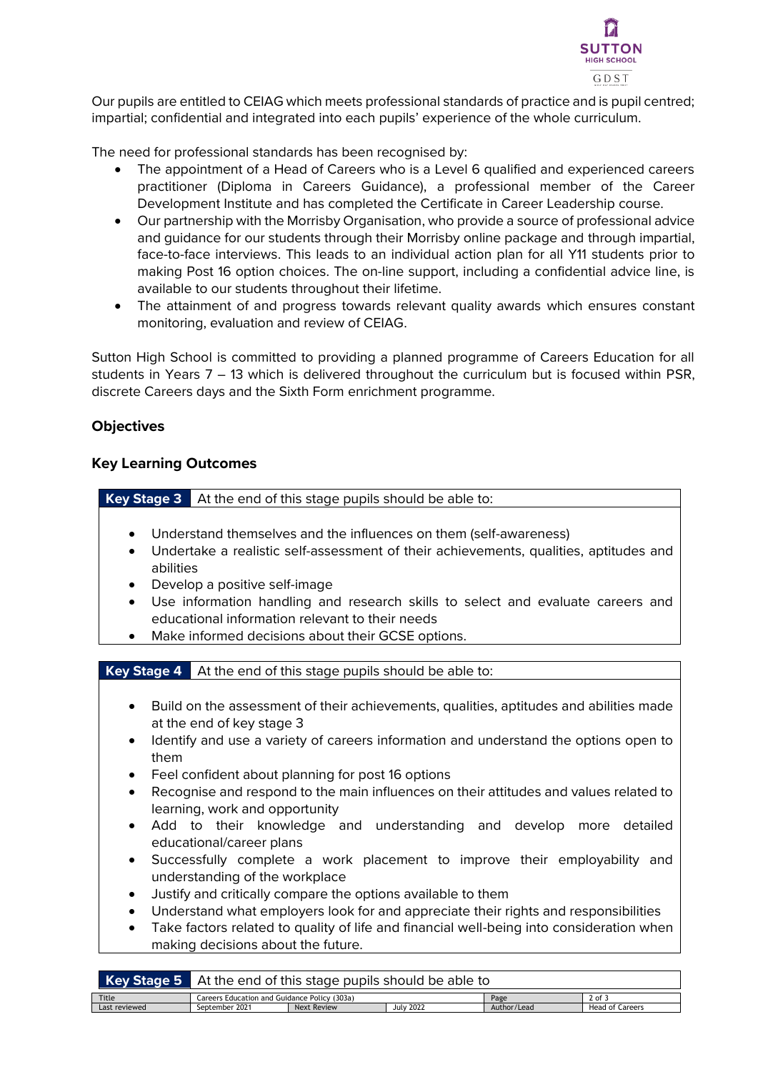Our pupils are entitled to CEIAG which meets professional standards of practice and is pupil centred; impartial; confidential and integrated into each pupils' experience of the whole curriculum.

The need for professional standards has been recognised by:

- The appointment of a Head of Careers who is a Level 6 qualified and experienced careers practitioner (Diploma in Careers Guidance), a professional member of the Career Development Institute and has completed the Certificate in Career Leadership course.
- Our partnership with the Morrisby Organisation, who provide a source of professional advice and guidance for our students through their Morrisby online package and through impartial, face-to-face interviews. This leads to an individual action plan for all Y11 students prior to making Post 16 option choices. The on-line support, including a confidential advice line, is available to our students throughout their lifetime.
- The attainment of and progress towards relevant quality awards which ensures constant monitoring, evaluation and review of CEIAG.

Sutton High School is committed to providing a planned programme of Careers Education for all students in Years 7 – 13 which is delivered throughout the curriculum but is focused within PSR, discrete Careers days and the Sixth Form enrichment programme.

### Objectives

### Key Learning Outcomes

**Key Stage 3** At the end of this stage pupils should be able to:

- Understand themselves and the influences on them (self-awareness)
- Undertake a realistic self-assessment of their achievements, qualities, aptitudes and abilities
- Develop a positive self-image
- Use information handling and research skills to select and evaluate careers and educational information relevant to their needs
- Make informed decisions about their GCSE options.

**Key Stage 4** At the end of this stage pupils should be able to:

- Build on the assessment of their achievements, qualities, aptitudes and abilities made at the end of key stage 3
- Identify and use a variety of careers information and understand the options open to them
- Feel confident about planning for post 16 options
- Recognise and respond to the main influences on their attitudes and values related to learning, work and opportunity
- Add to their knowledge and understanding and develop more detailed educational/career plans
- Successfully complete a work placement to improve their employability and understanding of the workplace
- Justify and critically compare the options available to them
- Understand what employers look for and appreciate their rights and responsibilities
- Take factors related to quality of life and financial well-being into consideration when making decisions about the future.

**Key Stage 5** At the end of this stage pupils should be able to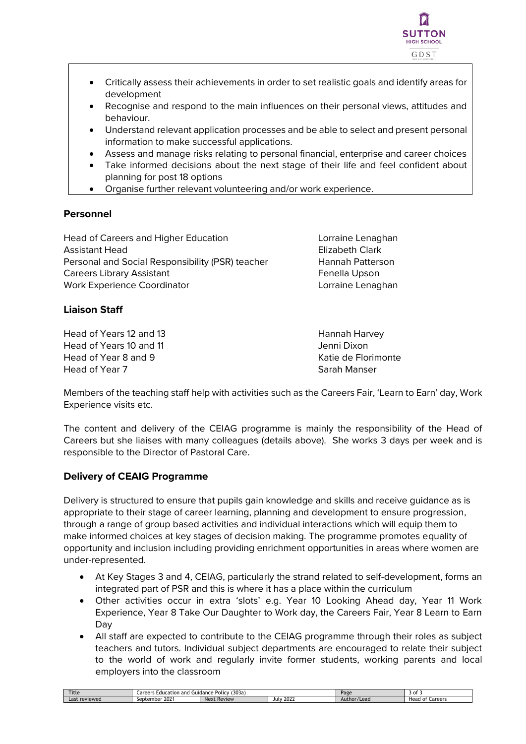- Critically assess their achievements in order to set realistic goals and identify areas for development
- Recognise and respond to the main influences on their personal views, attitudes and behaviour.
- Understand relevant application processes and be able to select and present personal information to make successful applications.
- Assess and manage risks relating to personal financial, enterprise and career choices
- Take informed decisions about the next stage of their life and feel confident about planning for post 18 options
- Organise further relevant volunteering and/or work experience.

### Personnel

| | |
|---|---|
| Head of Careers and Higher Education | Lorraine Lenaghan |
| Assistant Head | Elizabeth Clark |
| Personal and Social Responsibility (PSR) teacher | Hannah Patterson |
| Careers Library Assistant | Fenella Upson |
| Work Experience Coordinator | Lorraine Lenaghan |

### Liaison Staff

| | |
|---|---|
| Head of Years 12 and 13 | Hannah Harvey |
| Head of Years 10 and 11 | Jenni Dixon |
| Head of Year 8 and 9 | Katie de Florimonte |
| Head of Year 7 | Sarah Manser |

Members of the teaching staff help with activities such as the Careers Fair, 'Learn to Earn' day, Work Experience visits etc.

The content and delivery of the CEIAG programme is mainly the responsibility of the Head of Careers but she liaises with many colleagues (details above). She works 3 days per week and is responsible to the Director of Pastoral Care.

### Delivery of CEAIG Programme

Delivery is structured to ensure that pupils gain knowledge and skills and receive guidance as is appropriate to their stage of career learning, planning and development to ensure progression, through a range of group based activities and individual interactions which will equip them to make informed choices at key stages of decision making. The programme promotes equality of opportunity and inclusion including providing enrichment opportunities in areas where women are under-represented.

- At Key Stages 3 and 4, CEIAG, particularly the strand related to self-development, forms an integrated part of PSR and this is where it has a place within the curriculum
- Other activities occur in extra 'slots' e.g. Year 10 Looking Ahead day, Year 11 Work Experience, Year 8 Take Our Daughter to Work day, the Careers Fair, Year 8 Learn to Earn Day
- All staff are expected to contribute to the CEIAG programme through their roles as subject teachers and tutors. Individual subject departments are encouraged to relate their subject to the world of work and regularly invite former students, working parents and local employers into the classroom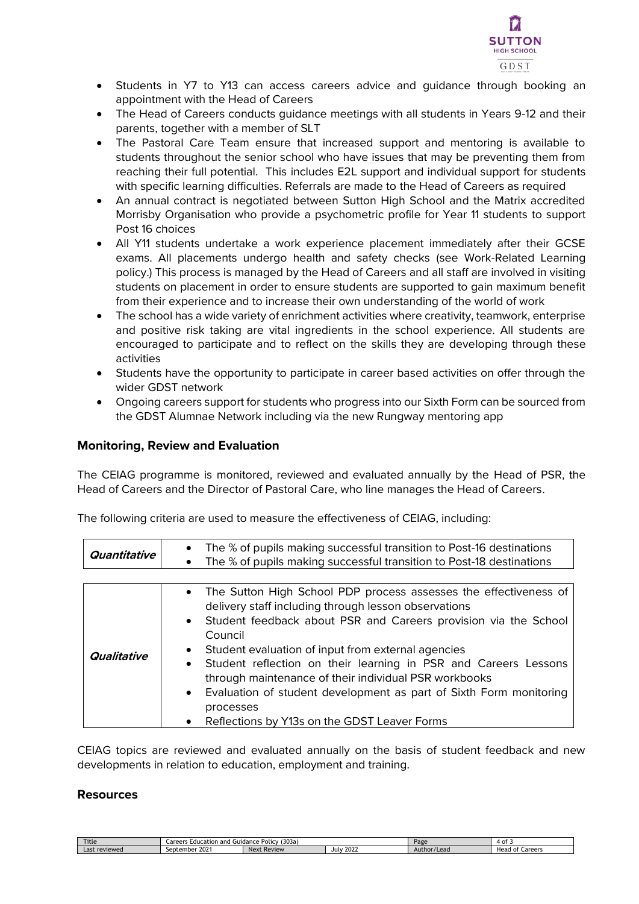- Students in Y7 to Y13 can access careers advice and guidance through booking an appointment with the Head of Careers
- The Head of Careers conducts guidance meetings with all students in Years 9-12 and their parents, together with a member of SLT
- The Pastoral Care Team ensure that increased support and mentoring is available to students throughout the senior school who have issues that may be preventing them from reaching their full potential. This includes E2L support and individual support for students with specific learning difficulties. Referrals are made to the Head of Careers as required
- An annual contract is negotiated between Sutton High School and the Matrix accredited Morrisby Organisation who provide a psychometric profile for Year 11 students to support Post 16 choices
- All Y11 students undertake a work experience placement immediately after their GCSE exams. All placements undergo health and safety checks (see Work-Related Learning policy.) This process is managed by the Head of Careers and all staff are involved in visiting students on placement in order to ensure students are supported to gain maximum benefit from their experience and to increase their own understanding of the world of work
- The school has a wide variety of enrichment activities where creativity, teamwork, enterprise and positive risk taking are vital ingredients in the school experience. All students are encouraged to participate and to reflect on the skills they are developing through these activities
- Students have the opportunity to participate in career based activities on offer through the wider GDST network
- Ongoing careers support for students who progress into our Sixth Form can be sourced from the GDST Alumnae Network including via the new Rungway mentoring app

## Monitoring, Review and Evaluation

The CEIAG programme is monitored, reviewed and evaluated annually by the Head of PSR, the Head of Careers and the Director of Pastoral Care, who line manages the Head of Careers.

The following criteria are used to measure the effectiveness of CEIAG, including:

| | |
|---|---|
| ***Quantitative*** | • The % of pupils making successful transition to Post-16 destinations<br>• The % of pupils making successful transition to Post-18 destinations |
| ***Qualitative*** | • The Sutton High School PDP process assesses the effectiveness of delivery staff including through lesson observations<br>• Student feedback about PSR and Careers provision via the School Council<br>• Student evaluation of input from external agencies<br>• Student reflection on their learning in PSR and Careers Lessons through maintenance of their individual PSR workbooks<br>• Evaluation of student development as part of Sixth Form monitoring processes<br>• Reflections by Y13s on the GDST Leaver Forms |

CEIAG topics are reviewed and evaluated annually on the basis of student feedback and new developments in relation to education, employment and training.

## Resources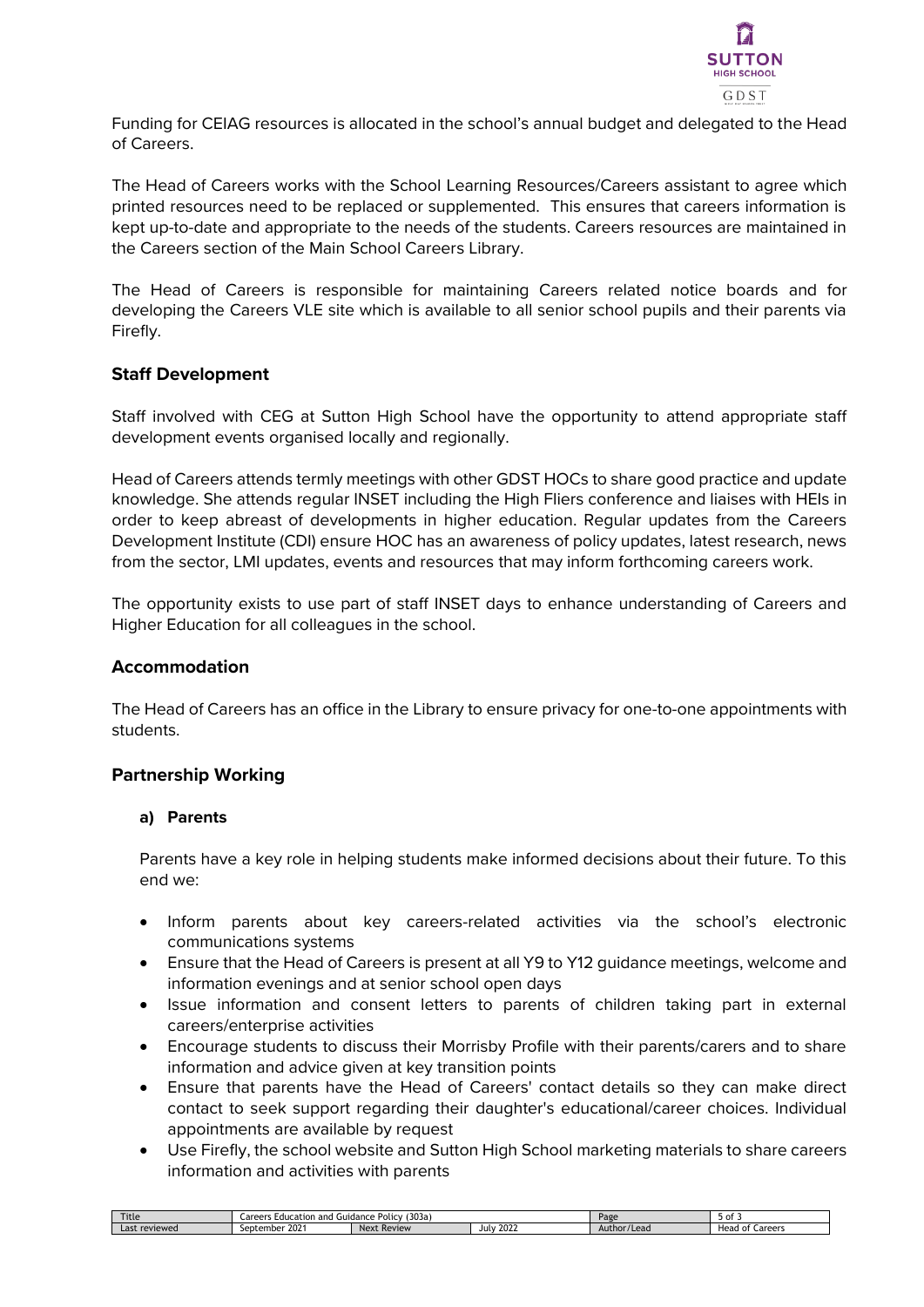Funding for CEIAG resources is allocated in the school's annual budget and delegated to the Head of Careers.

The Head of Careers works with the School Learning Resources/Careers assistant to agree which printed resources need to be replaced or supplemented. This ensures that careers information is kept up-to-date and appropriate to the needs of the students. Careers resources are maintained in the Careers section of the Main School Careers Library.

The Head of Careers is responsible for maintaining Careers related notice boards and for developing the Careers VLE site which is available to all senior school pupils and their parents via Firefly.

## Staff Development

Staff involved with CEG at Sutton High School have the opportunity to attend appropriate staff development events organised locally and regionally.

Head of Careers attends termly meetings with other GDST HOCs to share good practice and update knowledge. She attends regular INSET including the High Fliers conference and liaises with HEIs in order to keep abreast of developments in higher education. Regular updates from the Careers Development Institute (CDI) ensure HOC has an awareness of policy updates, latest research, news from the sector, LMI updates, events and resources that may inform forthcoming careers work.

The opportunity exists to use part of staff INSET days to enhance understanding of Careers and Higher Education for all colleagues in the school.

## Accommodation

The Head of Careers has an office in the Library to ensure privacy for one-to-one appointments with students.

## Partnership Working

### a) Parents

Parents have a key role in helping students make informed decisions about their future. To this end we:

- Inform parents about key careers-related activities via the school's electronic communications systems
- Ensure that the Head of Careers is present at all Y9 to Y12 guidance meetings, welcome and information evenings and at senior school open days
- Issue information and consent letters to parents of children taking part in external careers/enterprise activities
- Encourage students to discuss their Morrisby Profile with their parents/carers and to share information and advice given at key transition points
- Ensure that parents have the Head of Careers' contact details so they can make direct contact to seek support regarding their daughter's educational/career choices. Individual appointments are available by request
- Use Firefly, the school website and Sutton High School marketing materials to share careers information and activities with parents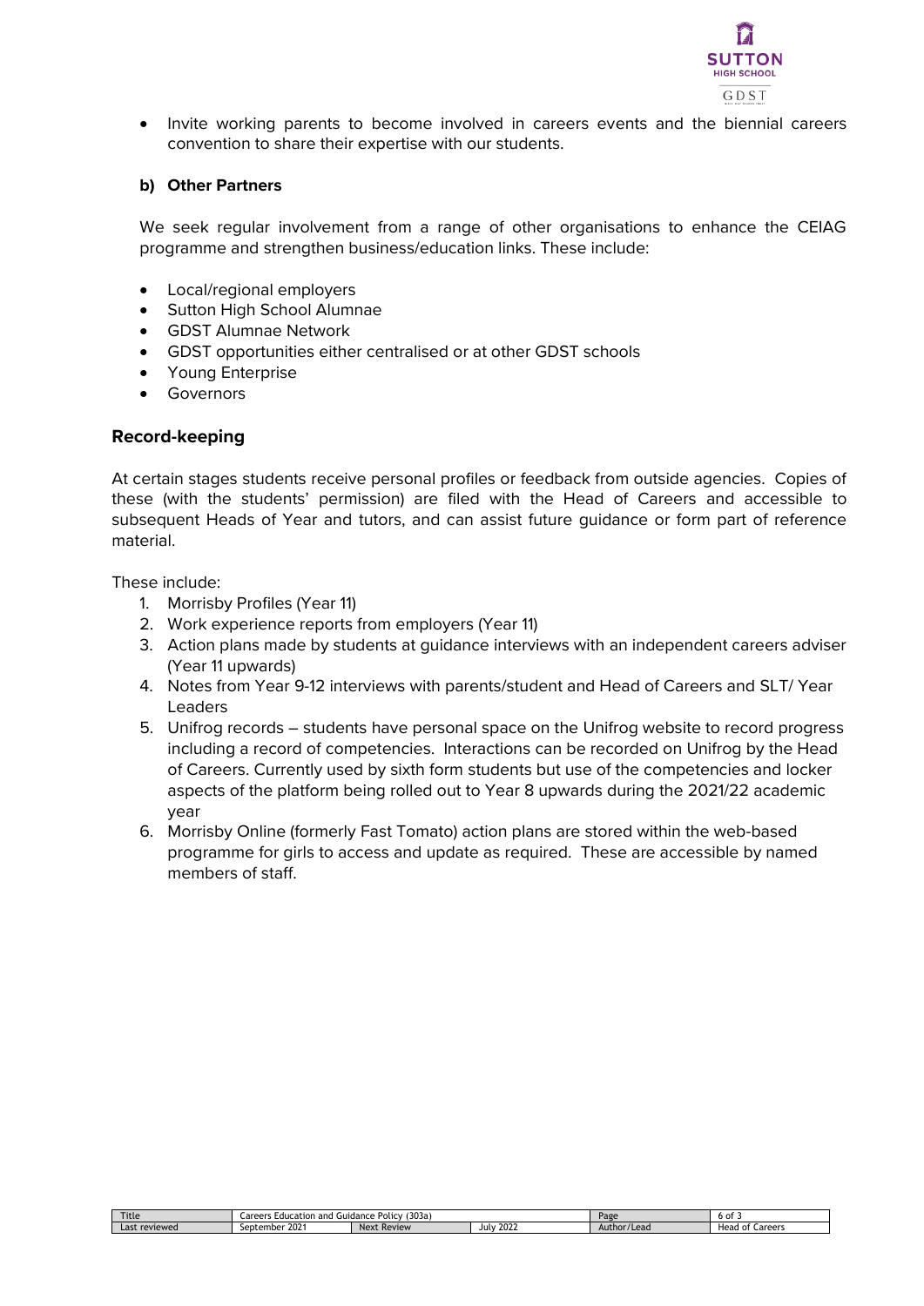- Invite working parents to become involved in careers events and the biennial careers convention to share their expertise with our students.

**b) Other Partners**

We seek regular involvement from a range of other organisations to enhance the CEIAG programme and strengthen business/education links. These include:

- Local/regional employers
- Sutton High School Alumnae
- GDST Alumnae Network
- GDST opportunities either centralised or at other GDST schools
- Young Enterprise
- Governors

## Record-keeping

At certain stages students receive personal profiles or feedback from outside agencies. Copies of these (with the students' permission) are filed with the Head of Careers and accessible to subsequent Heads of Year and tutors, and can assist future guidance or form part of reference material.

These include:

1. Morrisby Profiles (Year 11)
2. Work experience reports from employers (Year 11)
3. Action plans made by students at guidance interviews with an independent careers adviser (Year 11 upwards)
4. Notes from Year 9-12 interviews with parents/student and Head of Careers and SLT/ Year Leaders
5. Unifrog records – students have personal space on the Unifrog website to record progress including a record of competencies. Interactions can be recorded on Unifrog by the Head of Careers. Currently used by sixth form students but use of the competencies and locker aspects of the platform being rolled out to Year 8 upwards during the 2021/22 academic year
6. Morrisby Online (formerly Fast Tomato) action plans are stored within the web-based programme for girls to access and update as required. These are accessible by named members of staff.